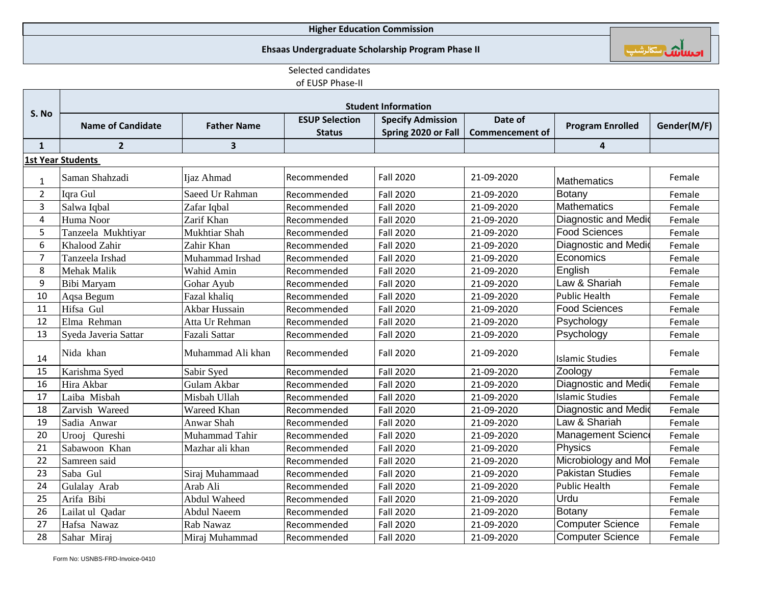**Higher Education Commission**

**Ehsaas Undergraduate Scholarship Program Phase II**

Selected candidates
of EUSP Phase-II

| S. No | Student Information | | | | | | |
|---|---|---|---|---|---|---|---|
| | **Name of Candidate** | **Father Name** | **ESUP Selection Status** | **Specify Admission Spring 2020 or Fall** | **Date of Commencement of** | **Program Enrolled** | **Gender(M/F)** |
| **1** | **2** | **3** | | | | **4** | |
| **1st Year Students** | | | | | | | |
| 1 | Saman Shahzadi | Ijaz Ahmad | Recommended | Fall 2020 | 21-09-2020 | Mathematics | Female |
| 2 | Iqra Gul | Saeed Ur Rahman | Recommended | Fall 2020 | 21-09-2020 | Botany | Female |
| 3 | Salwa Iqbal | Zafar Iqbal | Recommended | Fall 2020 | 21-09-2020 | Mathematics | Female |
| 4 | Huma Noor | Zarif Khan | Recommended | Fall 2020 | 21-09-2020 | Diagnostic and Medic | Female |
| 5 | Tanzeela Mukhtiyar | Mukhtiar Shah | Recommended | Fall 2020 | 21-09-2020 | Food Sciences | Female |
| 6 | Khalood Zahir | Zahir Khan | Recommended | Fall 2020 | 21-09-2020 | Diagnostic and Medic | Female |
| 7 | Tanzeela Irshad | Muhammad Irshad | Recommended | Fall 2020 | 21-09-2020 | Economics | Female |
| 8 | Mehak Malik | Wahid Amin | Recommended | Fall 2020 | 21-09-2020 | English | Female |
| 9 | Bibi Maryam | Gohar Ayub | Recommended | Fall 2020 | 21-09-2020 | Law & Shariah | Female |
| 10 | Aqsa Begum | Fazal khaliq | Recommended | Fall 2020 | 21-09-2020 | Public Health | Female |
| 11 | Hifsa Gul | Akbar Hussain | Recommended | Fall 2020 | 21-09-2020 | Food Sciences | Female |
| 12 | Elma Rehman | Atta Ur Rehman | Recommended | Fall 2020 | 21-09-2020 | Psychology | Female |
| 13 | Syeda Javeria Sattar | Fazali Sattar | Recommended | Fall 2020 | 21-09-2020 | Psychology | Female |
| 14 | Nida khan | Muhammad Ali khan | Recommended | Fall 2020 | 21-09-2020 | Islamic Studies | Female |
| 15 | Karishma Syed | Sabir Syed | Recommended | Fall 2020 | 21-09-2020 | Zoology | Female |
| 16 | Hira Akbar | Gulam Akbar | Recommended | Fall 2020 | 21-09-2020 | Diagnostic and Medic | Female |
| 17 | Laiba Misbah | Misbah Ullah | Recommended | Fall 2020 | 21-09-2020 | Islamic Studies | Female |
| 18 | Zarvish Wareed | Wareed Khan | Recommended | Fall 2020 | 21-09-2020 | Diagnostic and Medic | Female |
| 19 | Sadia Anwar | Anwar Shah | Recommended | Fall 2020 | 21-09-2020 | Law & Shariah | Female |
| 20 | Urooj Qureshi | Muhammad Tahir | Recommended | Fall 2020 | 21-09-2020 | Management Science | Female |
| 21 | Sabawoon Khan | Mazhar ali khan | Recommended | Fall 2020 | 21-09-2020 | Physics | Female |
| 22 | Samreen said | | Recommended | Fall 2020 | 21-09-2020 | Microbiology and Mol | Female |
| 23 | Saba Gul | Siraj Muhammaad | Recommended | Fall 2020 | 21-09-2020 | Pakistan Studies | Female |
| 24 | Gulalay Arab | Arab Ali | Recommended | Fall 2020 | 21-09-2020 | Public Health | Female |
| 25 | Arifa Bibi | Abdul Waheed | Recommended | Fall 2020 | 21-09-2020 | Urdu | Female |
| 26 | Lailat ul Qadar | Abdul Naeem | Recommended | Fall 2020 | 21-09-2020 | Botany | Female |
| 27 | Hafsa Nawaz | Rab Nawaz | Recommended | Fall 2020 | 21-09-2020 | Computer Science | Female |
| 28 | Sahar Miraj | Miraj Muhammad | Recommended | Fall 2020 | 21-09-2020 | Computer Science | Female |

Form No: USNBS-FRD-Invoice-0410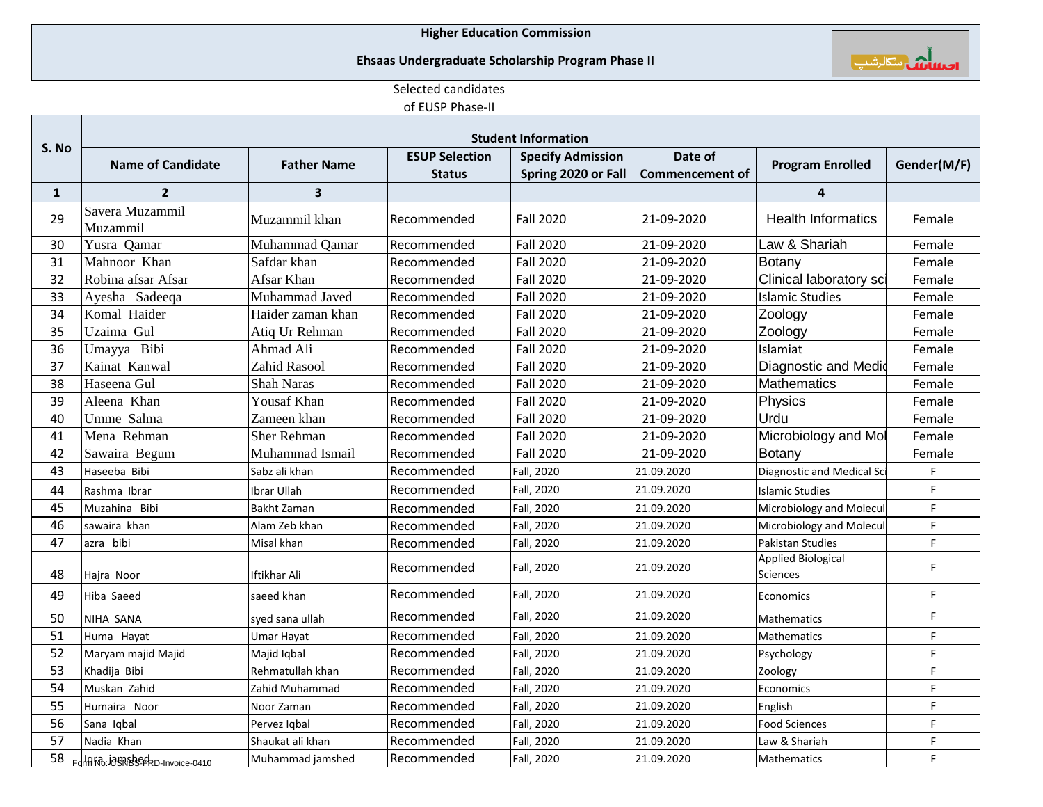**Higher Education Commission**

**Ehsaas Undergraduate Scholarship Program Phase II**

Selected candidates of EUSP Phase-II

| S. No | Student Information | | | | | | |
|---|---|---|---|---|---|---|---|
| | **Name of Candidate** | **Father Name** | **ESUP Selection Status** | **Specify Admission Spring 2020 or Fall** | **Date of Commencement of** | **Program Enrolled** | **Gender(M/F)** |
| **1** | **2** | **3** | | | | **4** | |
| 29 | Savera Muzammil Muzammil | Muzammil khan | Recommended | Fall 2020 | 21-09-2020 | Health Informatics | Female |
| 30 | Yusra Qamar | Muhammad Qamar | Recommended | Fall 2020 | 21-09-2020 | Law & Shariah | Female |
| 31 | Mahnoor Khan | Safdar khan | Recommended | Fall 2020 | 21-09-2020 | Botany | Female |
| 32 | Robina afsar Afsar | Afsar Khan | Recommended | Fall 2020 | 21-09-2020 | Clinical laboratory sc | Female |
| 33 | Ayesha Sadeeqa | Muhammad Javed | Recommended | Fall 2020 | 21-09-2020 | Islamic Studies | Female |
| 34 | Komal Haider | Haider zaman khan | Recommended | Fall 2020 | 21-09-2020 | Zoology | Female |
| 35 | Uzaima Gul | Atiq Ur Rehman | Recommended | Fall 2020 | 21-09-2020 | Zoology | Female |
| 36 | Umayya Bibi | Ahmad Ali | Recommended | Fall 2020 | 21-09-2020 | Islamiat | Female |
| 37 | Kainat Kanwal | Zahid Rasool | Recommended | Fall 2020 | 21-09-2020 | Diagnostic and Medic | Female |
| 38 | Haseena Gul | Shah Naras | Recommended | Fall 2020 | 21-09-2020 | Mathematics | Female |
| 39 | Aleena Khan | Yousaf Khan | Recommended | Fall 2020 | 21-09-2020 | Physics | Female |
| 40 | Umme Salma | Zameen khan | Recommended | Fall 2020 | 21-09-2020 | Urdu | Female |
| 41 | Mena Rehman | Sher Rehman | Recommended | Fall 2020 | 21-09-2020 | Microbiology and Mol | Female |
| 42 | Sawaira Begum | Muhammad Ismail | Recommended | Fall 2020 | 21-09-2020 | Botany | Female |
| 43 | Haseeba Bibi | Sabz ali khan | Recommended | Fall, 2020 | 21.09.2020 | Diagnostic and Medical Sci | F |
| 44 | Rashma Ibrar | Ibrar Ullah | Recommended | Fall, 2020 | 21.09.2020 | Islamic Studies | F |
| 45 | Muzahina Bibi | Bakht Zaman | Recommended | Fall, 2020 | 21.09.2020 | Microbiology and Molecul | F |
| 46 | sawaira khan | Alam Zeb khan | Recommended | Fall, 2020 | 21.09.2020 | Microbiology and Molecul | F |
| 47 | azra bibi | Misal khan | Recommended | Fall, 2020 | 21.09.2020 | Pakistan Studies | F |
| 48 | Hajra Noor | Iftikhar Ali | Recommended | Fall, 2020 | 21.09.2020 | Applied Biological Sciences | F |
| 49 | Hiba Saeed | saeed khan | Recommended | Fall, 2020 | 21.09.2020 | Economics | F |
| 50 | NIHA SANA | syed sana ullah | Recommended | Fall, 2020 | 21.09.2020 | Mathematics | F |
| 51 | Huma Hayat | Umar Hayat | Recommended | Fall, 2020 | 21.09.2020 | Mathematics | F |
| 52 | Maryam majid Majid | Majid Iqbal | Recommended | Fall, 2020 | 21.09.2020 | Psychology | F |
| 53 | Khadija Bibi | Rehmatullah khan | Recommended | Fall, 2020 | 21.09.2020 | Zoology | F |
| 54 | Muskan Zahid | Zahid Muhammad | Recommended | Fall, 2020 | 21.09.2020 | Economics | F |
| 55 | Humaira Noor | Noor Zaman | Recommended | Fall, 2020 | 21.09.2020 | English | F |
| 56 | Sana Iqbal | Pervez Iqbal | Recommended | Fall, 2020 | 21.09.2020 | Food Sciences | F |
| 57 | Nadia Khan | Shaukat ali khan | Recommended | Fall, 2020 | 21.09.2020 | Law & Shariah | F |
| 58 | Iqra jamshed | Muhammad jamshed | Recommended | Fall, 2020 | 21.09.2020 | Mathematics | F |

Form No.OSNBS-FRD-Invoice-0410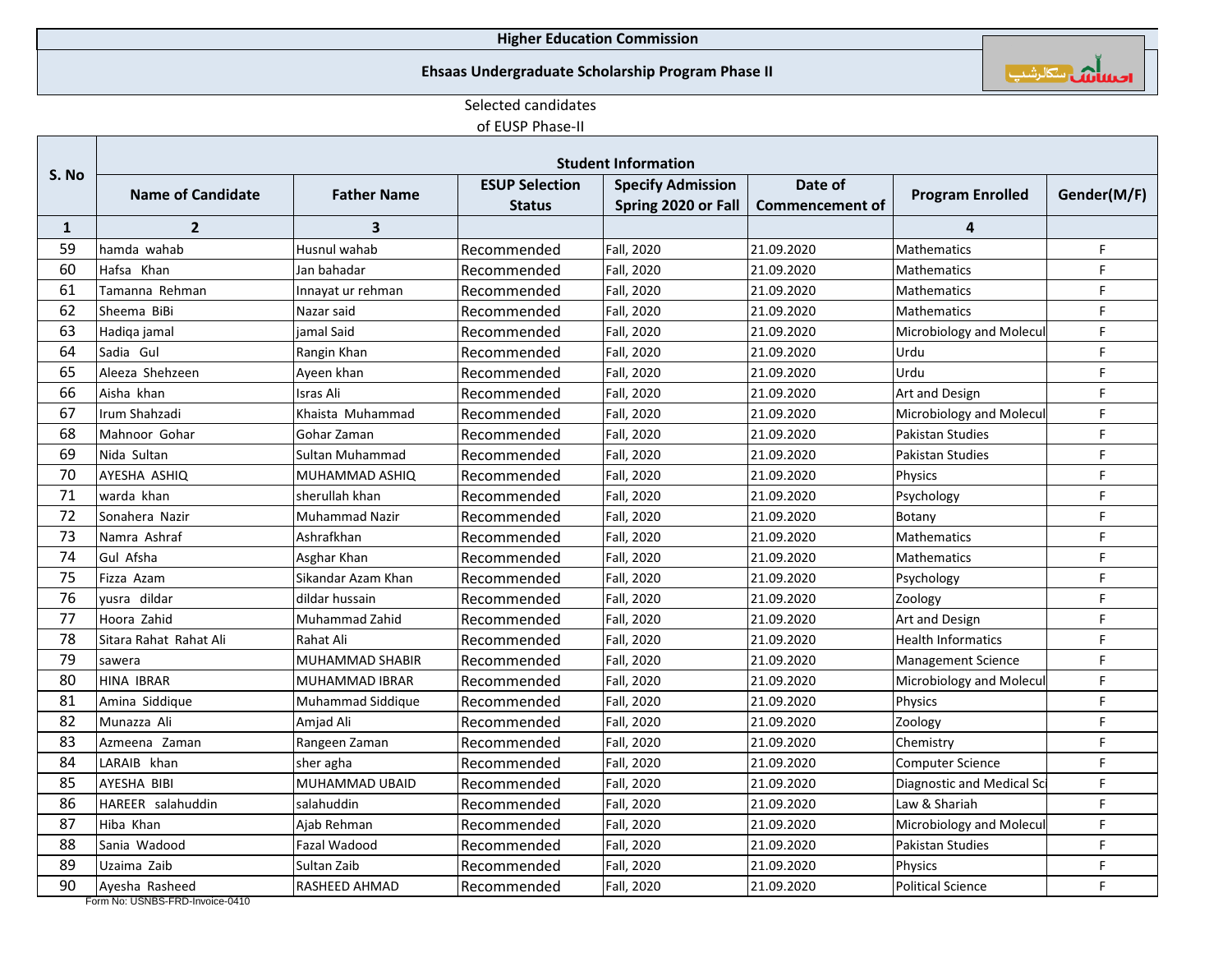**Higher Education Commission**

**Ehsaas Undergraduate Scholarship Program Phase II**

Selected candidates
of EUSP Phase-II

| S. No | Student Information | | | | | | |
|---|---|---|---|---|---|---|---|
| | **Name of Candidate** | **Father Name** | **ESUP Selection Status** | **Specify Admission Spring 2020 or Fall** | **Date of Commencement of** | **Program Enrolled** | **Gender(M/F)** |
| **1** | **2** | **3** | | | | **4** | |
| 59 | hamda wahab | Husnul wahab | Recommended | Fall, 2020 | 21.09.2020 | Mathematics | F |
| 60 | Hafsa Khan | Jan bahadar | Recommended | Fall, 2020 | 21.09.2020 | Mathematics | F |
| 61 | Tamanna Rehman | Innayat ur rehman | Recommended | Fall, 2020 | 21.09.2020 | Mathematics | F |
| 62 | Sheema BiBi | Nazar said | Recommended | Fall, 2020 | 21.09.2020 | Mathematics | F |
| 63 | Hadiqa jamal | jamal Said | Recommended | Fall, 2020 | 21.09.2020 | Microbiology and Molecul | F |
| 64 | Sadia Gul | Rangin Khan | Recommended | Fall, 2020 | 21.09.2020 | Urdu | F |
| 65 | Aleeza Shehzeen | Ayeen khan | Recommended | Fall, 2020 | 21.09.2020 | Urdu | F |
| 66 | Aisha khan | Isras Ali | Recommended | Fall, 2020 | 21.09.2020 | Art and Design | F |
| 67 | Irum Shahzadi | Khaista Muhammad | Recommended | Fall, 2020 | 21.09.2020 | Microbiology and Molecul | F |
| 68 | Mahnoor Gohar | Gohar Zaman | Recommended | Fall, 2020 | 21.09.2020 | Pakistan Studies | F |
| 69 | Nida Sultan | Sultan Muhammad | Recommended | Fall, 2020 | 21.09.2020 | Pakistan Studies | F |
| 70 | AYESHA ASHIQ | MUHAMMAD ASHIQ | Recommended | Fall, 2020 | 21.09.2020 | Physics | F |
| 71 | warda khan | sherullah khan | Recommended | Fall, 2020 | 21.09.2020 | Psychology | F |
| 72 | Sonahera Nazir | Muhammad Nazir | Recommended | Fall, 2020 | 21.09.2020 | Botany | F |
| 73 | Namra Ashraf | Ashrafkhan | Recommended | Fall, 2020 | 21.09.2020 | Mathematics | F |
| 74 | Gul Afsha | Asghar Khan | Recommended | Fall, 2020 | 21.09.2020 | Mathematics | F |
| 75 | Fizza Azam | Sikandar Azam Khan | Recommended | Fall, 2020 | 21.09.2020 | Psychology | F |
| 76 | yusra dildar | dildar hussain | Recommended | Fall, 2020 | 21.09.2020 | Zoology | F |
| 77 | Hoora Zahid | Muhammad Zahid | Recommended | Fall, 2020 | 21.09.2020 | Art and Design | F |
| 78 | Sitara Rahat Rahat Ali | Rahat Ali | Recommended | Fall, 2020 | 21.09.2020 | Health Informatics | F |
| 79 | sawera | MUHAMMAD SHABIR | Recommended | Fall, 2020 | 21.09.2020 | Management Science | F |
| 80 | HINA IBRAR | MUHAMMAD IBRAR | Recommended | Fall, 2020 | 21.09.2020 | Microbiology and Molecul | F |
| 81 | Amina Siddique | Muhammad Siddique | Recommended | Fall, 2020 | 21.09.2020 | Physics | F |
| 82 | Munazza Ali | Amjad Ali | Recommended | Fall, 2020 | 21.09.2020 | Zoology | F |
| 83 | Azmeena Zaman | Rangeen Zaman | Recommended | Fall, 2020 | 21.09.2020 | Chemistry | F |
| 84 | LARAIB khan | sher agha | Recommended | Fall, 2020 | 21.09.2020 | Computer Science | F |
| 85 | AYESHA BIBI | MUHAMMAD UBAID | Recommended | Fall, 2020 | 21.09.2020 | Diagnostic and Medical Sci | F |
| 86 | HAREER salahuddin | salahuddin | Recommended | Fall, 2020 | 21.09.2020 | Law & Shariah | F |
| 87 | Hiba Khan | Ajab Rehman | Recommended | Fall, 2020 | 21.09.2020 | Microbiology and Molecul | F |
| 88 | Sania Wadood | Fazal Wadood | Recommended | Fall, 2020 | 21.09.2020 | Pakistan Studies | F |
| 89 | Uzaima Zaib | Sultan Zaib | Recommended | Fall, 2020 | 21.09.2020 | Physics | F |
| 90 | Ayesha Rasheed | RASHEED AHMAD | Recommended | Fall, 2020 | 21.09.2020 | Political Science | F |

Form No: USNBS-FRD-Invoice-0410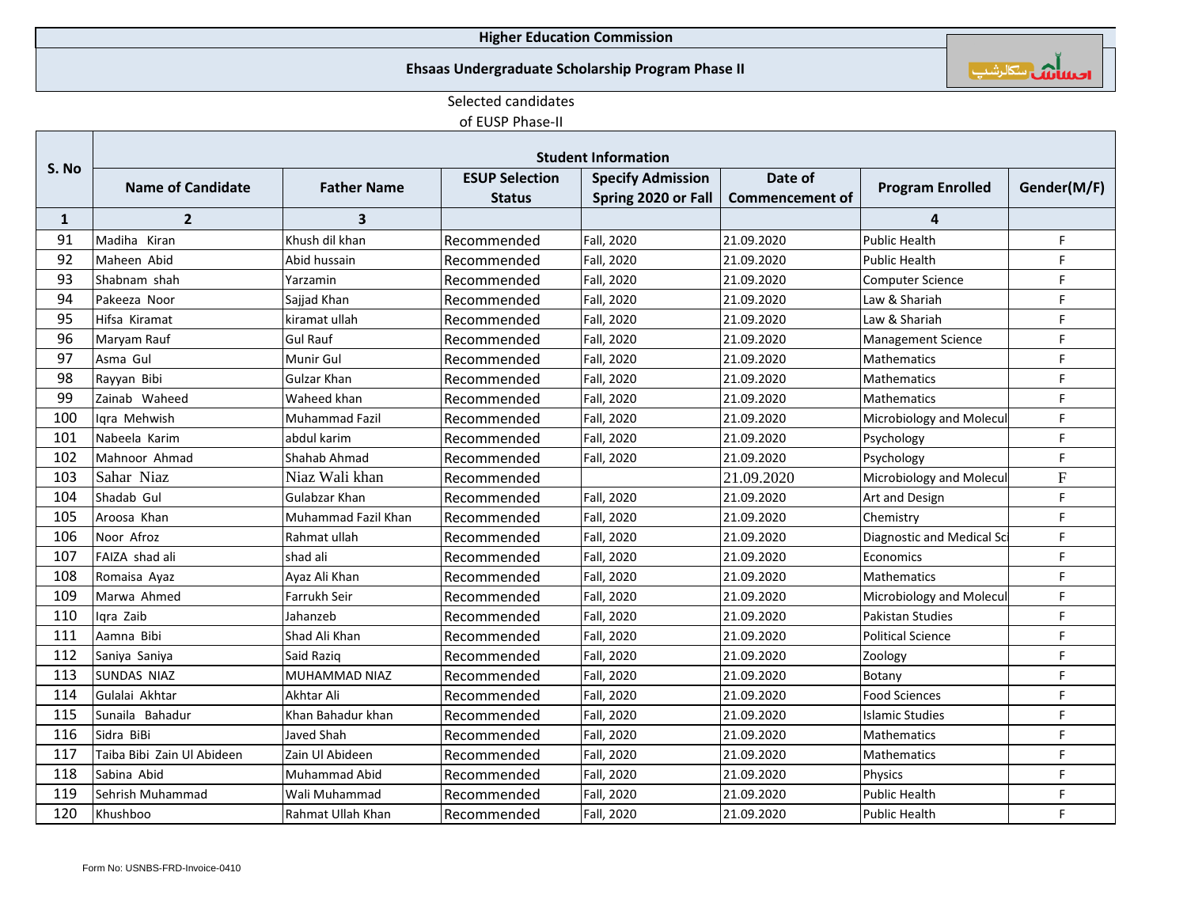**Higher Education Commission**

**Ehsaas Undergraduate Scholarship Program Phase II**

Selected candidates
of EUSP Phase-II

| S. No | Student Information | | | | | | |
|---|---|---|---|---|---|---|---|
| | **Name of Candidate** | **Father Name** | **ESUP Selection Status** | **Specify Admission Spring 2020 or Fall** | **Date of Commencement of** | **Program Enrolled** | **Gender(M/F)** |
| **1** | **2** | **3** | | | | **4** | |
| 91 | Madiha Kiran | Khush dil khan | Recommended | Fall, 2020 | 21.09.2020 | Public Health | F |
| 92 | Maheen Abid | Abid hussain | Recommended | Fall, 2020 | 21.09.2020 | Public Health | F |
| 93 | Shabnam shah | Yarzamin | Recommended | Fall, 2020 | 21.09.2020 | Computer Science | F |
| 94 | Pakeeza Noor | Sajjad Khan | Recommended | Fall, 2020 | 21.09.2020 | Law & Shariah | F |
| 95 | Hifsa Kiramat | kiramat ullah | Recommended | Fall, 2020 | 21.09.2020 | Law & Shariah | F |
| 96 | Maryam Rauf | Gul Rauf | Recommended | Fall, 2020 | 21.09.2020 | Management Science | F |
| 97 | Asma Gul | Munir Gul | Recommended | Fall, 2020 | 21.09.2020 | Mathematics | F |
| 98 | Rayyan Bibi | Gulzar Khan | Recommended | Fall, 2020 | 21.09.2020 | Mathematics | F |
| 99 | Zainab Waheed | Waheed khan | Recommended | Fall, 2020 | 21.09.2020 | Mathematics | F |
| 100 | Iqra Mehwish | Muhammad Fazil | Recommended | Fall, 2020 | 21.09.2020 | Microbiology and Molecul | F |
| 101 | Nabeela Karim | abdul karim | Recommended | Fall, 2020 | 21.09.2020 | Psychology | F |
| 102 | Mahnoor Ahmad | Shahab Ahmad | Recommended | Fall, 2020 | 21.09.2020 | Psychology | F |
| 103 | Sahar Niaz | Niaz Wali khan | Recommended | | 21.09.2020 | Microbiology and Molecul | F |
| 104 | Shadab Gul | Gulabzar Khan | Recommended | Fall, 2020 | 21.09.2020 | Art and Design | F |
| 105 | Aroosa Khan | Muhammad Fazil Khan | Recommended | Fall, 2020 | 21.09.2020 | Chemistry | F |
| 106 | Noor Afroz | Rahmat ullah | Recommended | Fall, 2020 | 21.09.2020 | Diagnostic and Medical Sci | F |
| 107 | FAIZA shad ali | shad ali | Recommended | Fall, 2020 | 21.09.2020 | Economics | F |
| 108 | Romaisa Ayaz | Ayaz Ali Khan | Recommended | Fall, 2020 | 21.09.2020 | Mathematics | F |
| 109 | Marwa Ahmed | Farrukh Seir | Recommended | Fall, 2020 | 21.09.2020 | Microbiology and Molecul | F |
| 110 | Iqra Zaib | Jahanzeb | Recommended | Fall, 2020 | 21.09.2020 | Pakistan Studies | F |
| 111 | Aamna Bibi | Shad Ali Khan | Recommended | Fall, 2020 | 21.09.2020 | Political Science | F |
| 112 | Saniya Saniya | Said Raziq | Recommended | Fall, 2020 | 21.09.2020 | Zoology | F |
| 113 | SUNDAS NIAZ | MUHAMMAD NIAZ | Recommended | Fall, 2020 | 21.09.2020 | Botany | F |
| 114 | Gulalai Akhtar | Akhtar Ali | Recommended | Fall, 2020 | 21.09.2020 | Food Sciences | F |
| 115 | Sunaila Bahadur | Khan Bahadur khan | Recommended | Fall, 2020 | 21.09.2020 | Islamic Studies | F |
| 116 | Sidra BiBi | Javed Shah | Recommended | Fall, 2020 | 21.09.2020 | Mathematics | F |
| 117 | Taiba Bibi Zain Ul Abideen | Zain Ul Abideen | Recommended | Fall, 2020 | 21.09.2020 | Mathematics | F |
| 118 | Sabina Abid | Muhammad Abid | Recommended | Fall, 2020 | 21.09.2020 | Physics | F |
| 119 | Sehrish Muhammad | Wali Muhammad | Recommended | Fall, 2020 | 21.09.2020 | Public Health | F |
| 120 | Khushboo | Rahmat Ullah Khan | Recommended | Fall, 2020 | 21.09.2020 | Public Health | F |

Form No: USNBS-FRD-Invoice-0410